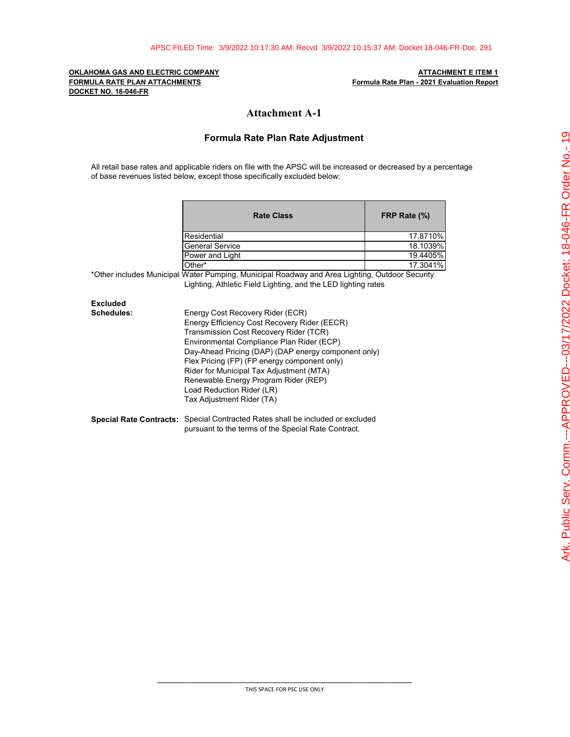**OKLAHOMA GAS AND ELECTRIC COMPANY**
**FORMULA RATE PLAN ATTACHMENTS**
**DOCKET NO. 18-046-FR**

**ATTACHMENT E ITEM 1**
**Formula Rate Plan - 2021 Evaluation Report**

# Attachment A-1

## Formula Rate Plan Rate Adjustment

All retail base rates and applicable riders on file with the APSC will be increased or decreased by a percentage of base revenues listed below, except those specifically excluded below:

| Rate Class | FRP Rate (%) |
|---|---|
| Residential | 17.8710% |
| General Service | 18.1039% |
| Power and Light | 19.4405% |
| Other* | 17.3041% |

*Other includes Municipal Water Pumping, Municipal Roadway and Area Lighting, Outdoor Security Lighting, Athletic Field Lighting, and the LED lighting rates

**Excluded Schedules:**

- Energy Cost Recovery Rider (ECR)
- Energy Efficiency Cost Recovery Rider (EECR)
- Transmission Cost Recovery Rider (TCR)
- Environmental Compliance Plan Rider (ECP)
- Day-Ahead Pricing (DAP) (DAP energy component only)
- Flex Pricing (FP) (FP energy component only)
- Rider for Municipal Tax Adjustment (MTA)
- Renewable Energy Program Rider (REP)
- Load Reduction Rider (LR)
- Tax Adjustment Rider (TA)

**Special Rate Contracts:** Special Contracted Rates shall be included or excluded pursuant to the terms of the Special Rate Contract.

THIS SPACE FOR PSC USE ONLY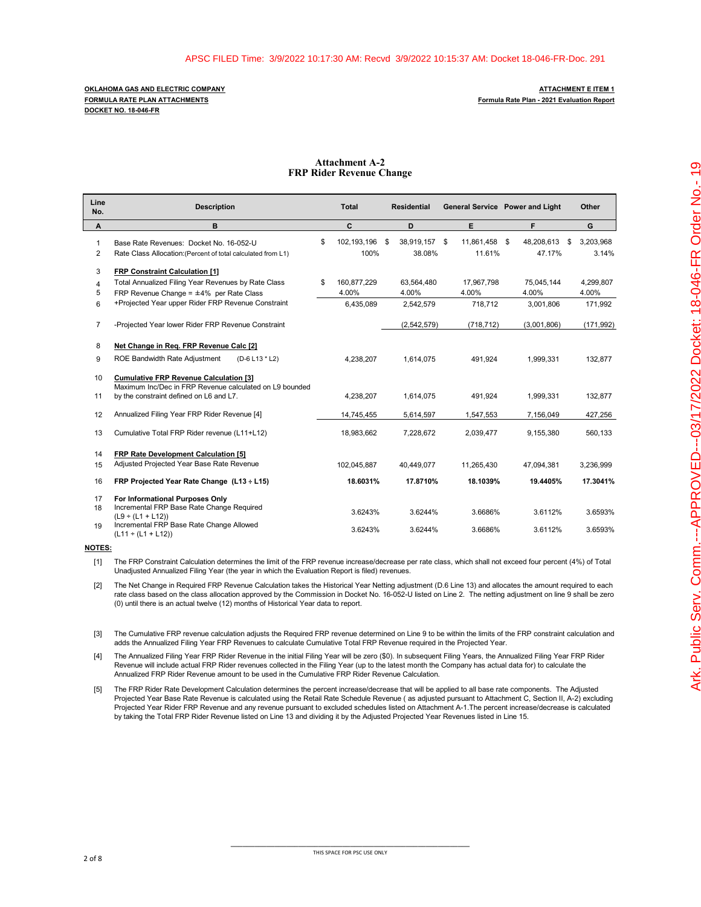APSC FILED Time: 3/9/2022 10:17:30 AM: Recvd 3/9/2022 10:15:37 AM: Docket 18-046-FR-Doc. 291

**OKLAHOMA GAS AND ELECTRIC COMPANY**
**FORMULA RATE PLAN ATTACHMENTS**
**DOCKET NO. 18-046-FR**

**ATTACHMENT E ITEM 1**
**Formula Rate Plan - 2021 Evaluation Report**

## Attachment A-2
## FRP Rider Revenue Change

| Line No. | Description | Total | Residential | General Service | Power and Light | Other |
|---|---|---|---|---|---|---|
| A | B | C | D | E | F | G |
| 1 | Base Rate Revenues: Docket No. 16-052-U | $ 102,193,196 | $ 38,919,157 | $ 11,861,458 | $ 48,208,613 | $ 3,203,968 |
| 2 | Rate Class Allocation:(Percent of total calculated from L1) | 100% | 38.08% | 11.61% | 47.17% | 3.14% |
| 3 | **FRP Constraint Calculation [1]** | | | | | |
| 4 | Total Annualized Filing Year Revenues by Rate Class | $ 160,877,229 | 63,564,480 | 17,967,798 | 75,045,144 | 4,299,807 |
| 5 | FRP Revenue Change = ±4% per Rate Class | 4.00% | 4.00% | 4.00% | 4.00% | 4.00% |
| 6 | +Projected Year upper Rider FRP Revenue Constraint | 6,435,089 | 2,542,579 | 718,712 | 3,001,806 | 171,992 |
| 7 | -Projected Year lower Rider FRP Revenue Constraint | | (2,542,579) | (718,712) | (3,001,806) | (171,992) |
| 8 | **Net Change in Req. FRP Revenue Calc [2]** | | | | | |
| 9 | ROE Bandwidth Rate Adjustment (D-6 L13 * L2) | 4,238,207 | 1,614,075 | 491,924 | 1,999,331 | 132,877 |
| 10 | **Cumulative FRP Revenue Calculation [3]** | | | | | |
| 11 | Maximum Inc/Dec in FRP Revenue calculated on L9 bounded by the constraint defined on L6 and L7. | 4,238,207 | 1,614,075 | 491,924 | 1,999,331 | 132,877 |
| 12 | Annualized Filing Year FRP Rider Revenue [4] | 14,745,455 | 5,614,597 | 1,547,553 | 7,156,049 | 427,256 |
| 13 | Cumulative Total FRP Rider revenue (L11+L12) | 18,983,662 | 7,228,672 | 2,039,477 | 9,155,380 | 560,133 |
| 14 | **FRP Rate Development Calculation [5]** | | | | | |
| 15 | Adjusted Projected Year Base Rate Revenue | 102,045,887 | 40,449,077 | 11,265,430 | 47,094,381 | 3,236,999 |
| 16 | **FRP Projected Year Rate Change (L13 ÷ L15)** | **18.6031%** | **17.8710%** | **18.1039%** | **19.4405%** | **17.3041%** |
| 17 | **For Informational Purposes Only** | | | | | |
| 18 | Incremental FRP Base Rate Change Required (L9 ÷ (L1 + L12)) | 3.6243% | 3.6244% | 3.6686% | 3.6112% | 3.6593% |
| 19 | Incremental FRP Base Rate Change Allowed (L11 ÷ (L1 + L12)) | 3.6243% | 3.6244% | 3.6686% | 3.6112% | 3.6593% |

**NOTES:**

[1] The FRP Constraint Calculation determines the limit of the FRP revenue increase/decrease per rate class, which shall not exceed four percent (4%) of Total Unadjusted Annualized Filing Year (the year in which the Evaluation Report is filed) revenues.

[2] The Net Change in Required FRP Revenue Calculation takes the Historical Year Netting adjustment (D.6 Line 13) and allocates the amount required to each rate class based on the class allocation approved by the Commission in Docket No. 16-052-U listed on Line 2. The netting adjustment on line 9 shall be zero (0) until there is an actual twelve (12) months of Historical Year data to report.

[3] The Cumulative FRP revenue calculation adjusts the Required FRP revenue determined on Line 9 to be within the limits of the FRP constraint calculation and adds the Annualized Filing Year FRP Revenues to calculate Cumulative Total FRP Revenue required in the Projected Year.

[4] The Annualized Filing Year FRP Rider Revenue in the initial Filing Year will be zero ($0). In subsequent Filing Years, the Annualized Filing Year FRP Rider Revenue will include actual FRP Rider revenues collected in the Filing Year (up to the latest month the Company has actual data for) to calculate the Annualized FRP Rider Revenue amount to be used in the Cumulative FRP Rider Revenue Calculation.

[5] The FRP Rider Rate Development Calculation determines the percent increase/decrease that will be applied to all base rate components. The Adjusted Projected Year Base Rate Revenue is calculated using the Retail Rate Schedule Revenue ( as adjusted pursuant to Attachment C, Section II, A-2) excluding Projected Year Rider FRP Revenue and any revenue pursuant to excluded schedules listed on Attachment A-1.The percent increase/decrease is calculated by taking the Total FRP Rider Revenue listed on Line 13 and dividing it by the Adjusted Projected Year Revenues listed in Line 15.

THIS SPACE FOR PSC USE ONLY

Ark. Public Serv. Comm.--APPROVED--03/17/2022 Docket: 18-046-FR Order No.- 19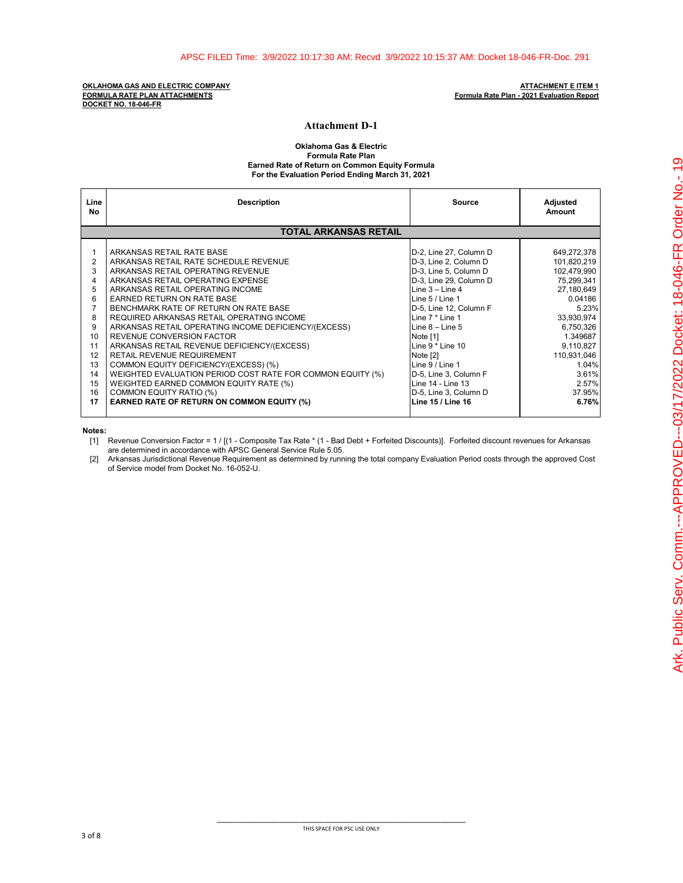**OKLAHOMA GAS AND ELECTRIC COMPANY**
**FORMULA RATE PLAN ATTACHMENTS**
**DOCKET NO. 18-046-FR**

**ATTACHMENT E ITEM 1**
**Formula Rate Plan - 2021 Evaluation Report**

# Attachment D-1

**Oklahoma Gas & Electric**
**Formula Rate Plan**
**Earned Rate of Return on Common Equity Formula**
**For the Evaluation Period Ending March 31, 2021**

| Line No | Description | Source | Adjusted Amount |
|---|---|---|---|
| | **TOTAL ARKANSAS RETAIL** | | |
| 1 | ARKANSAS RETAIL RATE BASE | D-2, Line 27, Column D | 649,272,378 |
| 2 | ARKANSAS RETAIL RATE SCHEDULE REVENUE | D-3, Line 2, Column D | 101,820,219 |
| 3 | ARKANSAS RETAIL OPERATING REVENUE | D-3, Line 5, Column D | 102,479,990 |
| 4 | ARKANSAS RETAIL OPERATING EXPENSE | D-3, Line 29, Column D | 75,299,341 |
| 5 | ARKANSAS RETAIL OPERATING INCOME | Line 3 – Line 4 | 27,180,649 |
| 6 | EARNED RETURN ON RATE BASE | Line 5 / Line 1 | 0.04186 |
| 7 | BENCHMARK RATE OF RETURN ON RATE BASE | D-5, Line 12, Column F | 5.23% |
| 8 | REQUIRED ARKANSAS RETAIL OPERATING INCOME | Line 7 * Line 1 | 33,930,974 |
| 9 | ARKANSAS RETAIL OPERATING INCOME DEFICIENCY/(EXCESS) | Line 8 – Line 5 | 6,750,326 |
| 10 | REVENUE CONVERSION FACTOR | Note [1] | 1.349687 |
| 11 | ARKANSAS RETAIL REVENUE DEFICIENCY/(EXCESS) | Line 9 * Line 10 | 9,110,827 |
| 12 | RETAIL REVENUE REQUIREMENT | Note [2] | 110,931,046 |
| 13 | COMMON EQUITY DEFICIENCY/(EXCESS) (%) | Line 9 / Line 1 | 1.04% |
| 14 | WEIGHTED EVALUATION PERIOD COST RATE FOR COMMON EQUITY (%) | D-5, Line 3, Column F | 3.61% |
| 15 | WEIGHTED EARNED COMMON EQUITY RATE (%) | Line 14 - Line 13 | 2.57% |
| 16 | COMMON EQUITY RATIO (%) | D-5, Line 3, Column D | 37.95% |
| **17** | **EARNED RATE OF RETURN ON COMMON EQUITY (%)** | **Line 15 / Line 16** | **6.76%** |

**Notes:**

[1] Revenue Conversion Factor = 1 / [(1 - Composite Tax Rate * (1 - Bad Debt + Forfeited Discounts)]. Forfeited discount revenues for Arkansas are determined in accordance with APSC General Service Rule 5.05.

[2] Arkansas Jurisdictional Revenue Requirement as determined by running the total company Evaluation Period costs through the approved Cost of Service model from Docket No. 16-052-U.

THIS SPACE FOR PSC USE ONLY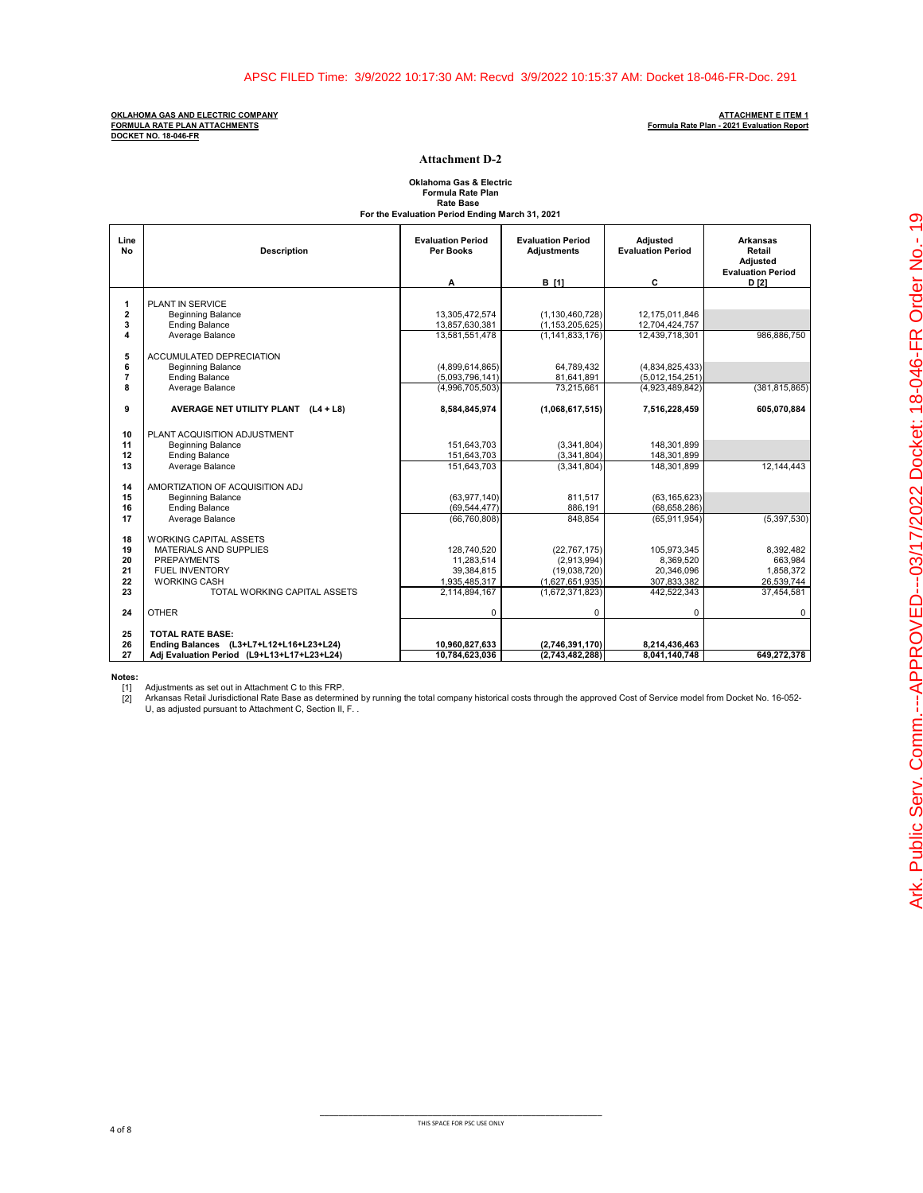APSC FILED Time: 3/9/2022 10:17:30 AM: Recvd 3/9/2022 10:15:37 AM: Docket 18-046-FR-Doc. 291

**OKLAHOMA GAS AND ELECTRIC COMPANY**
**FORMULA RATE PLAN ATTACHMENTS**
**DOCKET NO. 18-046-FR**

**ATTACHMENT E ITEM 1**
**Formula Rate Plan - 2021 Evaluation Report**

## Attachment D-2

**Oklahoma Gas & Electric**
**Formula Rate Plan**
**Rate Base**
**For the Evaluation Period Ending March 31, 2021**

| Line No | Description | Evaluation Period Per Books<br>A | Evaluation Period Adjustments<br>B [1] | Adjusted Evaluation Period<br>C | Arkansas Retail Adjusted Evaluation Period<br>D [2] |
|---|---|---|---|---|---|
| 1 | PLANT IN SERVICE | | | | |
| 2 | Beginning Balance | 13,305,472,574 | (1,130,460,728) | 12,175,011,846 | |
| 3 | Ending Balance | 13,857,630,381 | (1,153,205,625) | 12,704,424,757 | |
| 4 | Average Balance | 13,581,551,478 | (1,141,833,176) | 12,439,718,301 | 986,886,750 |
| 5 | ACCUMULATED DEPRECIATION | | | | |
| 6 | Beginning Balance | (4,899,614,865) | 64,789,432 | (4,834,825,433) | |
| 7 | Ending Balance | (5,093,796,141) | 81,641,891 | (5,012,154,251) | |
| 8 | Average Balance | (4,996,705,503) | 73,215,661 | (4,923,489,842) | (381,815,865) |
| 9 | **AVERAGE NET UTILITY PLANT (L4 + L8)** | **8,584,845,974** | **(1,068,617,515)** | **7,516,228,459** | **605,070,884** |
| 10 | PLANT ACQUISITION ADJUSTMENT | | | | |
| 11 | Beginning Balance | 151,643,703 | (3,341,804) | 148,301,899 | |
| 12 | Ending Balance | 151,643,703 | (3,341,804) | 148,301,899 | |
| 13 | Average Balance | 151,643,703 | (3,341,804) | 148,301,899 | 12,144,443 |
| 14 | AMORTIZATION OF ACQUISITION ADJ | | | | |
| 15 | Beginning Balance | (63,977,140) | 811,517 | (63,165,623) | |
| 16 | Ending Balance | (69,544,477) | 886,191 | (68,658,286) | |
| 17 | Average Balance | (66,760,808) | 848,854 | (65,911,954) | (5,397,530) |
| 18 | WORKING CAPITAL ASSETS | | | | |
| 19 | MATERIALS AND SUPPLIES | 128,740,520 | (22,767,175) | 105,973,345 | 8,392,482 |
| 20 | PREPAYMENTS | 11,283,514 | (2,913,994) | 8,369,520 | 663,984 |
| 21 | FUEL INVENTORY | 39,384,815 | (19,038,720) | 20,346,096 | 1,858,372 |
| 22 | WORKING CASH | 1,935,485,317 | (1,627,651,935) | 307,833,382 | 26,539,744 |
| 23 | TOTAL WORKING CAPITAL ASSETS | 2,114,894,167 | (1,672,371,823) | 442,522,343 | 37,454,581 |
| 24 | OTHER | 0 | 0 | 0 | 0 |
| 25 | **TOTAL RATE BASE:** | | | | |
| 26 | **Ending Balances (L3+L7+L12+L16+L23+L24)** | **10,960,827,633** | **(2,746,391,170)** | **8,214,436,463** | |
| 27 | **Adj Evaluation Period (L9+L13+L17+L23+L24)** | **10,784,623,036** | **(2,743,482,288)** | **8,041,140,748** | **649,272,378** |

**Notes:**

[1] Adjustments as set out in Attachment C to this FRP.

[2] Arkansas Retail Jurisdictional Rate Base as determined by running the total company historical costs through the approved Cost of Service model from Docket No. 16-052-U, as adjusted pursuant to Attachment C, Section II, F. .

THIS SPACE FOR PSC USE ONLY

Ark. Public Serv. Comm.---APPROVED--03/17/2022 Docket: 18-046-FR Order No.- 19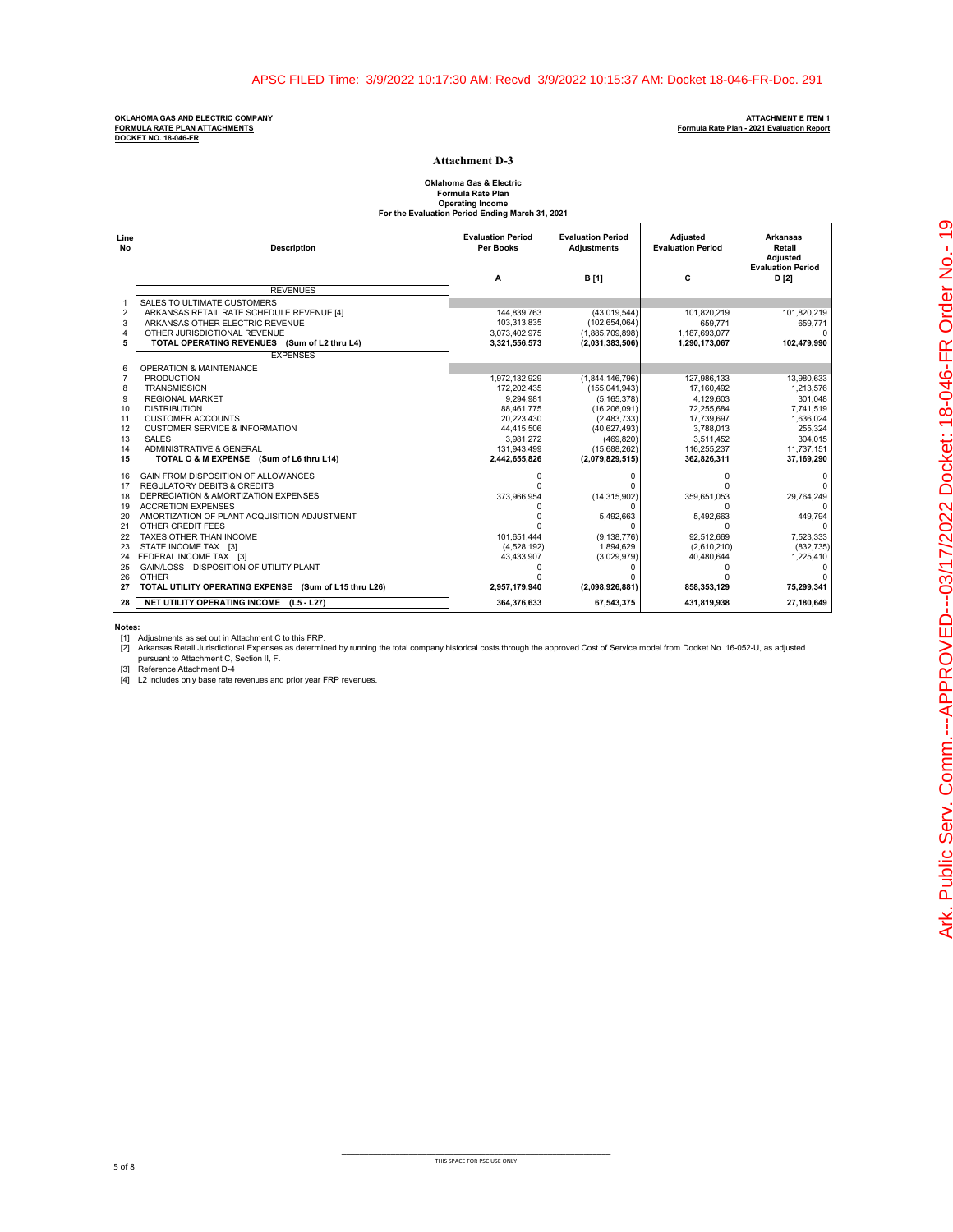APSC FILED Time: 3/9/2022 10:17:30 AM: Recvd 3/9/2022 10:15:37 AM: Docket 18-046-FR-Doc. 291

**OKLAHOMA GAS AND ELECTRIC COMPANY**
**FORMULA RATE PLAN ATTACHMENTS**
**DOCKET NO. 18-046-FR**

**ATTACHMENT E ITEM 1**
**Formula Rate Plan - 2021 Evaluation Report**

# Attachment D-3

**Oklahoma Gas & Electric**
**Formula Rate Plan**
**Operating Income**
**For the Evaluation Period Ending March 31, 2021**

| Line No | Description | Evaluation Period Per Books<br>A | Evaluation Period Adjustments<br>B [1] | Adjusted Evaluation Period<br>C | Arkansas Retail Adjusted Evaluation Period<br>D [2] |
|---|---|---|---|---|---|
| | REVENUES | | | | |
| 1 | SALES TO ULTIMATE CUSTOMERS | | | | |
| 2 | ARKANSAS RETAIL RATE SCHEDULE REVENUE [4] | 144,839,763 | (43,019,544) | 101,820,219 | 101,820,219 |
| 3 | ARKANSAS OTHER ELECTRIC REVENUE | 103,313,835 | (102,654,064) | 659,771 | 659,771 |
| 4 | OTHER JURISDICTIONAL REVENUE | 3,073,402,975 | (1,885,709,898) | 1,187,693,077 | 0 |
| **5** | **TOTAL OPERATING REVENUES (Sum of L2 thru L4)** | **3,321,556,573** | **(2,031,383,506)** | **1,290,173,067** | **102,479,990** |
| | EXPENSES | | | | |
| 6 | OPERATION & MAINTENANCE | | | | |
| 7 | PRODUCTION | 1,972,132,929 | (1,844,146,796) | 127,986,133 | 13,980,633 |
| 8 | TRANSMISSION | 172,202,435 | (155,041,943) | 17,160,492 | 1,213,576 |
| 9 | REGIONAL MARKET | 9,294,981 | (5,165,378) | 4,129,603 | 301,048 |
| 10 | DISTRIBUTION | 88,461,775 | (16,206,091) | 72,255,684 | 7,741,519 |
| 11 | CUSTOMER ACCOUNTS | 20,223,430 | (2,483,733) | 17,739,697 | 1,636,024 |
| 12 | CUSTOMER SERVICE & INFORMATION | 44,415,506 | (40,627,493) | 3,788,013 | 255,324 |
| 13 | SALES | 3,981,272 | (469,820) | 3,511,452 | 304,015 |
| 14 | ADMINISTRATIVE & GENERAL | 131,943,499 | (15,688,262) | 116,255,237 | 11,737,151 |
| **15** | **TOTAL O & M EXPENSE (Sum of L6 thru L14)** | **2,442,655,826** | **(2,079,829,515)** | **362,826,311** | **37,169,290** |
| 16 | GAIN FROM DISPOSITION OF ALLOWANCES | 0 | 0 | 0 | 0 |
| 17 | REGULATORY DEBITS & CREDITS | 0 | 0 | 0 | 0 |
| 18 | DEPRECIATION & AMORTIZATION EXPENSES | 373,966,954 | (14,315,902) | 359,651,053 | 29,764,249 |
| 19 | ACCRETION EXPENSES | 0 | 0 | 0 | 0 |
| 20 | AMORTIZATION OF PLANT ACQUISITION ADJUSTMENT | 0 | 5,492,663 | 5,492,663 | 449,794 |
| 21 | OTHER CREDIT FEES | 0 | 0 | 0 | 0 |
| 22 | TAXES OTHER THAN INCOME | 101,651,444 | (9,138,776) | 92,512,669 | 7,523,333 |
| 23 | STATE INCOME TAX [3] | (4,528,192) | 1,894,629 | (2,610,210) | (832,735) |
| 24 | FEDERAL INCOME TAX [3] | 43,433,907 | (3,029,979) | 40,480,644 | 1,225,410 |
| 25 | GAIN/LOSS – DISPOSITION OF UTILITY PLANT | 0 | 0 | 0 | 0 |
| 26 | OTHER | 0 | 0 | 0 | 0 |
| **27** | **TOTAL UTILITY OPERATING EXPENSE (Sum of L15 thru L26)** | **2,957,179,940** | **(2,098,926,881)** | **858,353,129** | **75,299,341** |
| **28** | **NET UTILITY OPERATING INCOME (L5 - L27)** | **364,376,633** | **67,543,375** | **431,819,938** | **27,180,649** |

**Notes:**

[1] Adjustments as set out in Attachment C to this FRP.
[2] Arkansas Retail Jurisdictional Expenses as determined by running the total company historical costs through the approved Cost of Service model from Docket No. 16-052-U, as adjusted pursuant to Attachment C, Section II, F.
[3] Reference Attachment D-4
[4] L2 includes only base rate revenues and prior year FRP revenues.

THIS SPACE FOR PSC USE ONLY

Ark. Public Serv. Comm.---APPROVED--03/17/2022 Docket: 18-046-FR Order No.- 19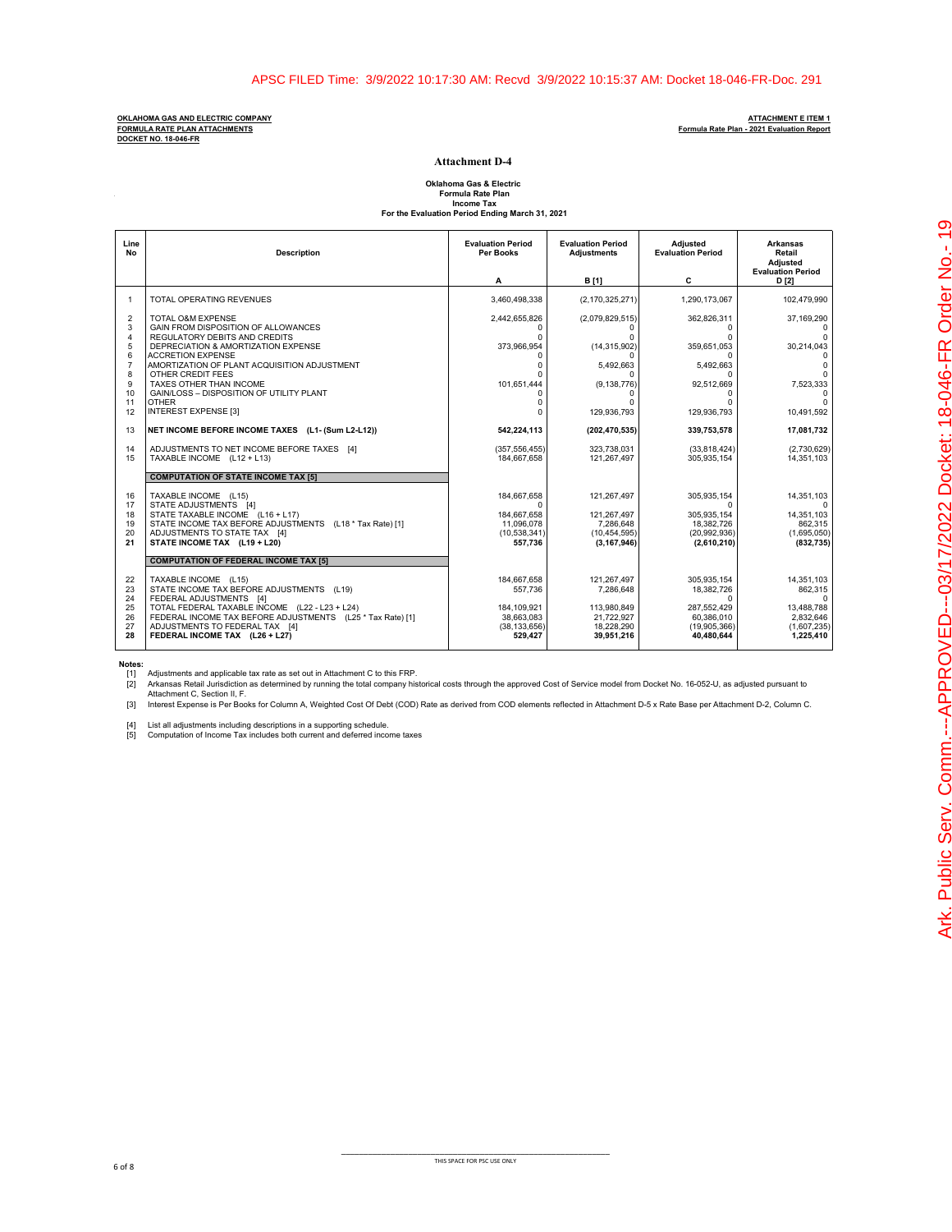APSC FILED Time: 3/9/2022 10:17:30 AM: Recvd 3/9/2022 10:15:37 AM: Docket 18-046-FR-Doc. 291

**OKLAHOMA GAS AND ELECTRIC COMPANY**
**FORMULA RATE PLAN ATTACHMENTS**
**DOCKET NO. 18-046-FR**

**ATTACHMENT E ITEM 1**
**Formula Rate Plan - 2021 Evaluation Report**

## Attachment D-4

**Oklahoma Gas & Electric**
**Formula Rate Plan**
**Income Tax**
**For the Evaluation Period Ending March 31, 2021**

| Line No | Description | Evaluation Period Per Books A | Evaluation Period Adjustments B [1] | Adjusted Evaluation Period C | Arkansas Retail Adjusted Evaluation Period D [2] |
|---|---|---|---|---|---|
| 1 | TOTAL OPERATING REVENUES | 3,460,498,338 | (2,170,325,271) | 1,290,173,067 | 102,479,990 |
| 2 | TOTAL O&M EXPENSE | 2,442,655,826 | (2,079,829,515) | 362,826,311 | 37,169,290 |
| 3 | GAIN FROM DISPOSITION OF ALLOWANCES | 0 | 0 | 0 | 0 |
| 4 | REGULATORY DEBITS AND CREDITS | 0 | 0 | 0 | 0 |
| 5 | DEPRECIATION & AMORTIZATION EXPENSE | 373,966,954 | (14,315,902) | 359,651,053 | 30,214,043 |
| 6 | ACCRETION EXPENSE | 0 | 0 | 0 | 0 |
| 7 | AMORTIZATION OF PLANT ACQUISITION ADJUSTMENT | 0 | 5,492,663 | 5,492,663 | 0 |
| 8 | OTHER CREDIT FEES | 0 | 0 | 0 | 0 |
| 9 | TAXES OTHER THAN INCOME | 101,651,444 | (9,138,776) | 92,512,669 | 7,523,333 |
| 10 | GAIN/LOSS – DISPOSITION OF UTILITY PLANT | 0 | 0 | 0 | 0 |
| 11 | OTHER | 0 | 0 | 0 | 0 |
| 12 | INTEREST EXPENSE [3] | 0 | 129,936,793 | 129,936,793 | 10,491,592 |
| **13** | **NET INCOME BEFORE INCOME TAXES (L1- (Sum L2-L12))** | **542,224,113** | **(202,470,535)** | **339,753,578** | **17,081,732** |
| 14 | ADJUSTMENTS TO NET INCOME BEFORE TAXES [4] | (357,556,455) | 323,738,031 | (33,818,424) | (2,730,629) |
| 15 | TAXABLE INCOME (L12 + L13) | 184,667,658 | 121,267,497 | 305,935,154 | 14,351,103 |
| | **COMPUTATION OF STATE INCOME TAX [5]** | | | | |
| 16 | TAXABLE INCOME (L15) | 184,667,658 | 121,267,497 | 305,935,154 | 14,351,103 |
| 17 | STATE ADJUSTMENTS [4] | 0 | | 0 | 0 |
| 18 | STATE TAXABLE INCOME (L16 + L17) | 184,667,658 | 121,267,497 | 305,935,154 | 14,351,103 |
| 19 | STATE INCOME TAX BEFORE ADJUSTMENTS (L18 * Tax Rate) [1] | 11,096,078 | 7,286,648 | 18,382,726 | 862,315 |
| 20 | ADJUSTMENTS TO STATE TAX [4] | (10,538,341) | (10,454,595) | (20,992,936) | (1,695,050) |
| **21** | **STATE INCOME TAX (L19 + L20)** | **557,736** | **(3,167,946)** | **(2,610,210)** | **(832,735)** |
| | **COMPUTATION OF FEDERAL INCOME TAX [5]** | | | | |
| 22 | TAXABLE INCOME (L15) | 184,667,658 | 121,267,497 | 305,935,154 | 14,351,103 |
| 23 | STATE INCOME TAX BEFORE ADJUSTMENTS (L19) | 557,736 | 7,286,648 | 18,382,726 | 862,315 |
| 24 | FEDERAL ADJUSTMENTS [4] | | | 0 | 0 |
| 25 | TOTAL FEDERAL TAXABLE INCOME (L22 - L23 + L24) | 184,109,921 | 113,980,849 | 287,552,429 | 13,488,788 |
| 26 | FEDERAL INCOME TAX BEFORE ADJUSTMENTS (L25 * Tax Rate) [1] | 38,663,083 | 21,722,927 | 60,386,010 | 2,832,646 |
| 27 | ADJUSTMENTS TO FEDERAL TAX [4] | (38,133,656) | 18,228,290 | (19,905,366) | (1,607,235) |
| **28** | **FEDERAL INCOME TAX (L26 + L27)** | **529,427** | **39,951,216** | **40,480,644** | **1,225,410** |

**Notes:**

[1] Adjustments and applicable tax rate as set out in Attachment C to this FRP.
[2] Arkansas Retail Jurisdiction as determined by running the total company historical costs through the approved Cost of Service model from Docket No. 16-052-U, as adjusted pursuant to Attachment C, Section II, F.
[3] Interest Expense is Per Books for Column A, Weighted Cost Of Debt (COD) Rate as derived from COD elements reflected in Attachment D-5 x Rate Base per Attachment D-2, Column C.

[4] List all adjustments including descriptions in a supporting schedule.
[5] Computation of Income Tax includes both current and deferred income taxes

THIS SPACE FOR PSC USE ONLY

Ark. Public Serv. Comm.---APPROVED---03/17/2022 Docket: 18-046-FR Order No.- 19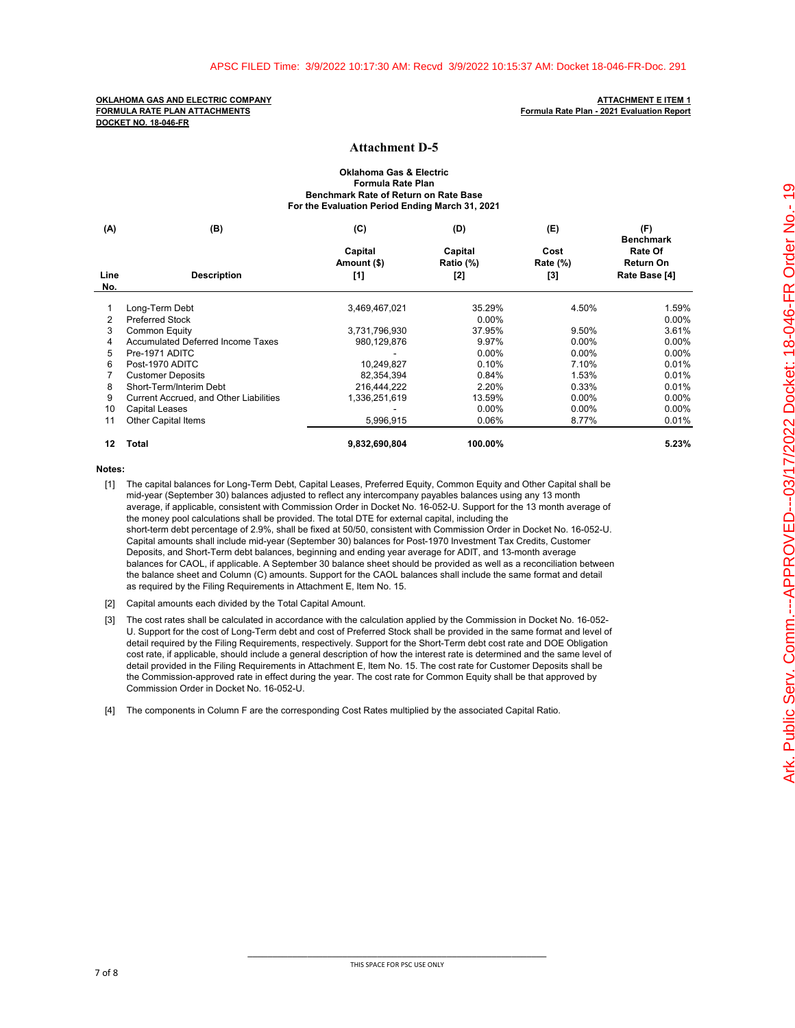APSC FILED Time: 3/9/2022 10:17:30 AM: Recvd 3/9/2022 10:15:37 AM: Docket 18-046-FR-Doc. 291

**OKLAHOMA GAS AND ELECTRIC COMPANY**
**FORMULA RATE PLAN ATTACHMENTS**
**DOCKET NO. 18-046-FR**

**ATTACHMENT E ITEM 1**
**Formula Rate Plan - 2021 Evaluation Report**

# Attachment D-5

**Oklahoma Gas & Electric**
**Formula Rate Plan**
**Benchmark Rate of Return on Rate Base**
**For the Evaluation Period Ending March 31, 2021**

| (A) | (B) | (C) | (D) | (E) | (F) |
|---|---|---|---|---|---|
| Line No. | Description | Capital Amount ($) [1] | Capital Ratio (%) [2] | Cost Rate (%) [3] | Benchmark Rate Of Return On Rate Base [4] |
| 1 | Long-Term Debt | 3,469,467,021 | 35.29% | 4.50% | 1.59% |
| 2 | Preferred Stock | | 0.00% | | 0.00% |
| 3 | Common Equity | 3,731,796,930 | 37.95% | 9.50% | 3.61% |
| 4 | Accumulated Deferred Income Taxes | 980,129,876 | 9.97% | 0.00% | 0.00% |
| 5 | Pre-1971 ADITC | - | 0.00% | 0.00% | 0.00% |
| 6 | Post-1970 ADITC | 10,249,827 | 0.10% | 7.10% | 0.01% |
| 7 | Customer Deposits | 82,354,394 | 0.84% | 1.53% | 0.01% |
| 8 | Short-Term/Interim Debt | 216,444,222 | 2.20% | 0.33% | 0.01% |
| 9 | Current Accrued, and Other Liabilities | 1,336,251,619 | 13.59% | 0.00% | 0.00% |
| 10 | Capital Leases | - | 0.00% | 0.00% | 0.00% |
| 11 | Other Capital Items | 5,996,915 | 0.06% | 8.77% | 0.01% |
| **12** | **Total** | **9,832,690,804** | **100.00%** | | **5.23%** |

**Notes:**

[1] The capital balances for Long-Term Debt, Capital Leases, Preferred Equity, Common Equity and Other Capital shall be mid-year (September 30) balances adjusted to reflect any intercompany payables balances using any 13 month average, if applicable, consistent with Commission Order in Docket No. 16-052-U. Support for the 13 month average of the money pool calculations shall be provided. The total DTE for external capital, including the short-term debt percentage of 2.9%, shall be fixed at 50/50, consistent with Commission Order in Docket No. 16-052-U. Capital amounts shall include mid-year (September 30) balances for Post-1970 Investment Tax Credits, Customer Deposits, and Short-Term debt balances, beginning and ending year average for ADIT, and 13-month average balances for CAOL, if applicable. A September 30 balance sheet should be provided as well as a reconciliation between the balance sheet and Column (C) amounts. Support for the CAOL balances shall include the same format and detail as required by the Filing Requirements in Attachment E, Item No. 15.

[2] Capital amounts each divided by the Total Capital Amount.

[3] The cost rates shall be calculated in accordance with the calculation applied by the Commission in Docket No. 16-052-U. Support for the cost of Long-Term debt and cost of Preferred Stock shall be provided in the same format and level of detail required by the Filing Requirements, respectively. Support for the Short-Term debt cost rate and DOE Obligation cost rate, if applicable, should include a general description of how the interest rate is determined and the same level of detail provided in the Filing Requirements in Attachment E, Item No. 15. The cost rate for Customer Deposits shall be the Commission-approved rate in effect during the year. The cost rate for Common Equity shall be that approved by Commission Order in Docket No. 16-052-U.

[4] The components in Column F are the corresponding Cost Rates multiplied by the associated Capital Ratio.

THIS SPACE FOR PSC USE ONLY

Ark. Public Serv. Comm.---APPROVED---03/17/2022 Docket: 18-046-FR Order No.- 19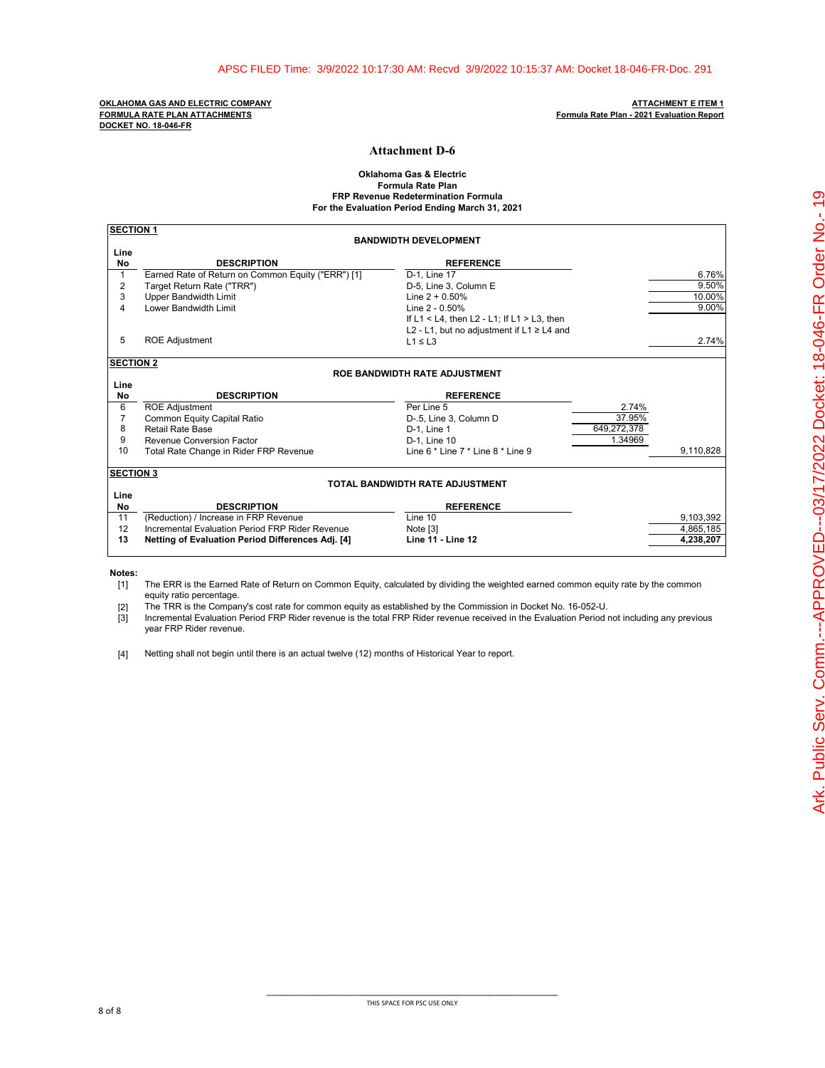APSC FILED Time: 3/9/2022 10:17:30 AM: Recvd 3/9/2022 10:15:37 AM: Docket 18-046-FR-Doc. 291

**OKLAHOMA GAS AND ELECTRIC COMPANY**
**FORMULA RATE PLAN ATTACHMENTS**
**DOCKET NO. 18-046-FR**

**ATTACHMENT E ITEM 1**
**Formula Rate Plan - 2021 Evaluation Report**

# Attachment D-6

**Oklahoma Gas & Electric**
**Formula Rate Plan**
**FRP Revenue Redetermination Formula**
**For the Evaluation Period Ending March 31, 2021**

**SECTION 1**

**BANDWIDTH DEVELOPMENT**

| Line No | DESCRIPTION | REFERENCE | | |
|---|---|---|---|---|
| 1 | Earned Rate of Return on Common Equity ("ERR") [1] | D-1, Line 17 | | 6.76% |
| 2 | Target Return Rate ("TRR") | D-5, Line 3, Column E | | 9.50% |
| 3 | Upper Bandwidth Limit | Line 2 + 0.50% | | 10.00% |
| 4 | Lower Bandwidth Limit | Line 2 - 0.50% | | 9.00% |
| 5 | ROE Adjustment | If L1 < L4, then L2 - L1; If L1 > L3, then L2 - L1, but no adjustment if L1 ≥ L4 and L1 ≤ L3 | | 2.74% |

**SECTION 2**

**ROE BANDWIDTH RATE ADJUSTMENT**

| Line No | DESCRIPTION | REFERENCE | | |
|---|---|---|---|---|
| 6 | ROE Adjustment | Per Line 5 | 2.74% | |
| 7 | Common Equity Capital Ratio | D-.5, Line 3, Column D | 37.95% | |
| 8 | Retail Rate Base | D-1, Line 1 | 649,272,378 | |
| 9 | Revenue Conversion Factor | D-1, Line 10 | 1.34969 | |
| 10 | Total Rate Change in Rider FRP Revenue | Line 6 * Line 7 * Line 8 * Line 9 | | 9,110,828 |

**SECTION 3**

**TOTAL BANDWIDTH RATE ADJUSTMENT**

| Line No | DESCRIPTION | REFERENCE | |
|---|---|---|---|
| 11 | (Reduction) / Increase in FRP Revenue | Line 10 | 9,103,392 |
| 12 | Incremental Evaluation Period FRP Rider Revenue | Note [3] | 4,865,185 |
| **13** | **Netting of Evaluation Period Differences Adj. [4]** | **Line 11 - Line 12** | **4,238,207** |

**Notes:**

[1] The ERR is the Earned Rate of Return on Common Equity, calculated by dividing the weighted earned common equity rate by the common equity ratio percentage.

[2] The TRR is the Company's cost rate for common equity as established by the Commission in Docket No. 16-052-U.

[3] Incremental Evaluation Period FRP Rider revenue is the total FRP Rider revenue received in the Evaluation Period not including any previous year FRP Rider revenue.

[4] Netting shall not begin until there is an actual twelve (12) months of Historical Year to report.

THIS SPACE FOR PSC USE ONLY

Ark. Public Serv. Comm.---APPROVED---03/17/2022 Docket: 18-046-FR Order No.- 19